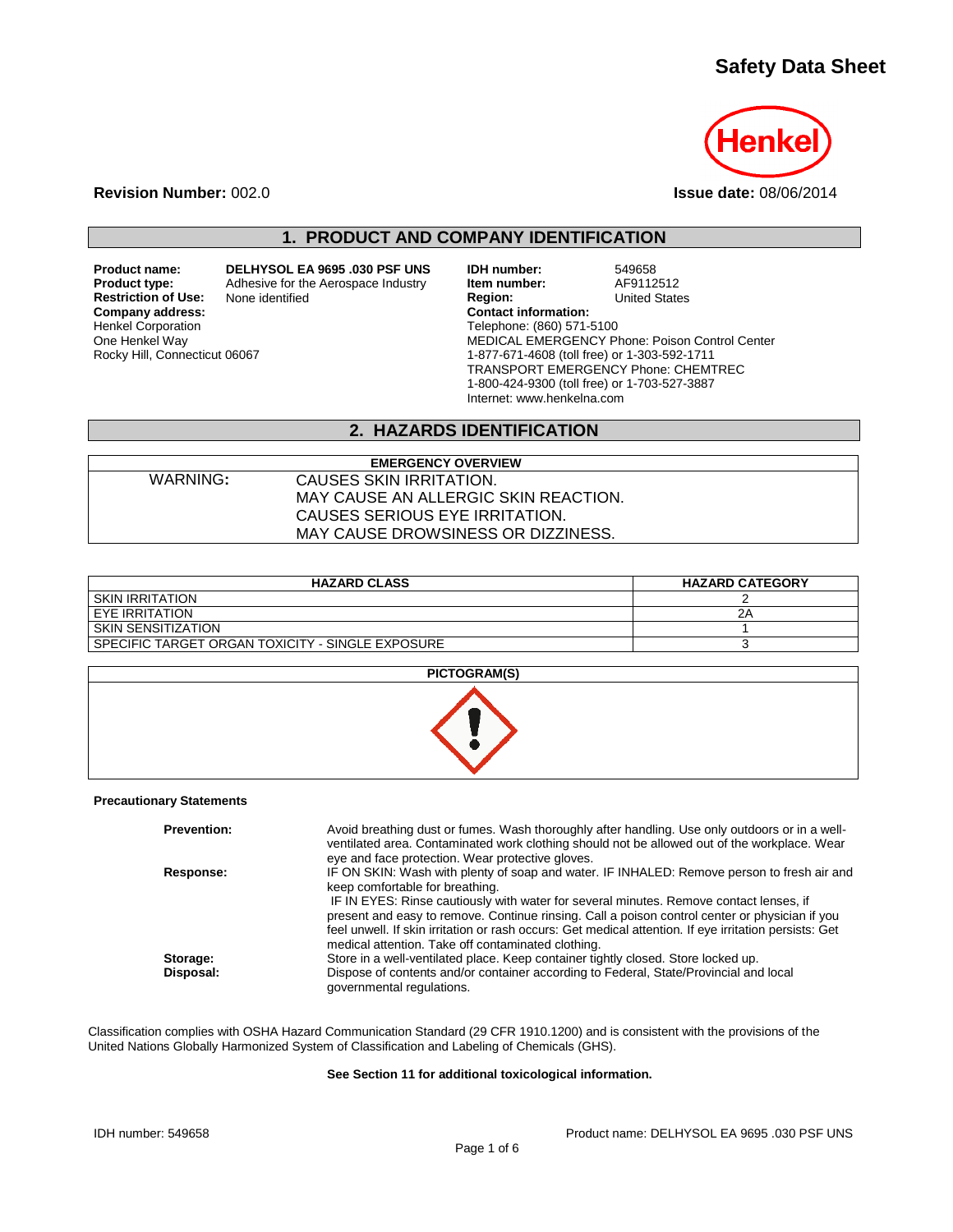# Safety Data Sheet

**Revision Number:** 002.0

**Issue date:** 08/06/2014

## 1. PRODUCT AND COMPANY IDENTIFICATION

**Product name:** DELHYSOL EA 9695 .030 PSF UNS
**Product type:** Adhesive for the Aerospace Industry
**Restriction of Use:** None identified
**Company address:**
Henkel Corporation
One Henkel Way
Rocky Hill, Connecticut 06067

**IDH number:** 549658
**Item number:** AF9112512
**Region:** United States
**Contact information:**
Telephone: (860) 571-5100
MEDICAL EMERGENCY Phone: Poison Control Center
1-877-671-4608 (toll free) or 1-303-592-1711
TRANSPORT EMERGENCY Phone: CHEMTREC
1-800-424-9300 (toll free) or 1-703-527-3887
Internet: www.henkelna.com

## 2. HAZARDS IDENTIFICATION

| EMERGENCY OVERVIEW | |
|---|---|
| WARNING: | CAUSES SKIN IRRITATION.<br>MAY CAUSE AN ALLERGIC SKIN REACTION.<br>CAUSES SERIOUS EYE IRRITATION.<br>MAY CAUSE DROWSINESS OR DIZZINESS. |

| HAZARD CLASS | HAZARD CATEGORY |
|---|---|
| SKIN IRRITATION | 2 |
| EYE IRRITATION | 2A |
| SKIN SENSITIZATION | 1 |
| SPECIFIC TARGET ORGAN TOXICITY - SINGLE EXPOSURE | 3 |

**PICTOGRAM(S)**

**Precautionary Statements**

**Prevention:** Avoid breathing dust or fumes. Wash thoroughly after handling. Use only outdoors or in a well-ventilated area. Contaminated work clothing should not be allowed out of the workplace. Wear eye and face protection. Wear protective gloves.

**Response:** IF ON SKIN: Wash with plenty of soap and water. IF INHALED: Remove person to fresh air and keep comfortable for breathing.
IF IN EYES: Rinse cautiously with water for several minutes. Remove contact lenses, if present and easy to remove. Continue rinsing. Call a poison control center or physician if you feel unwell. If skin irritation or rash occurs: Get medical attention. If eye irritation persists: Get medical attention. Take off contaminated clothing.

**Storage:** Store in a well-ventilated place. Keep container tightly closed. Store locked up.

**Disposal:** Dispose of contents and/or container according to Federal, State/Provincial and local governmental regulations.

Classification complies with OSHA Hazard Communication Standard (29 CFR 1910.1200) and is consistent with the provisions of the United Nations Globally Harmonized System of Classification and Labeling of Chemicals (GHS).

**See Section 11 for additional toxicological information.**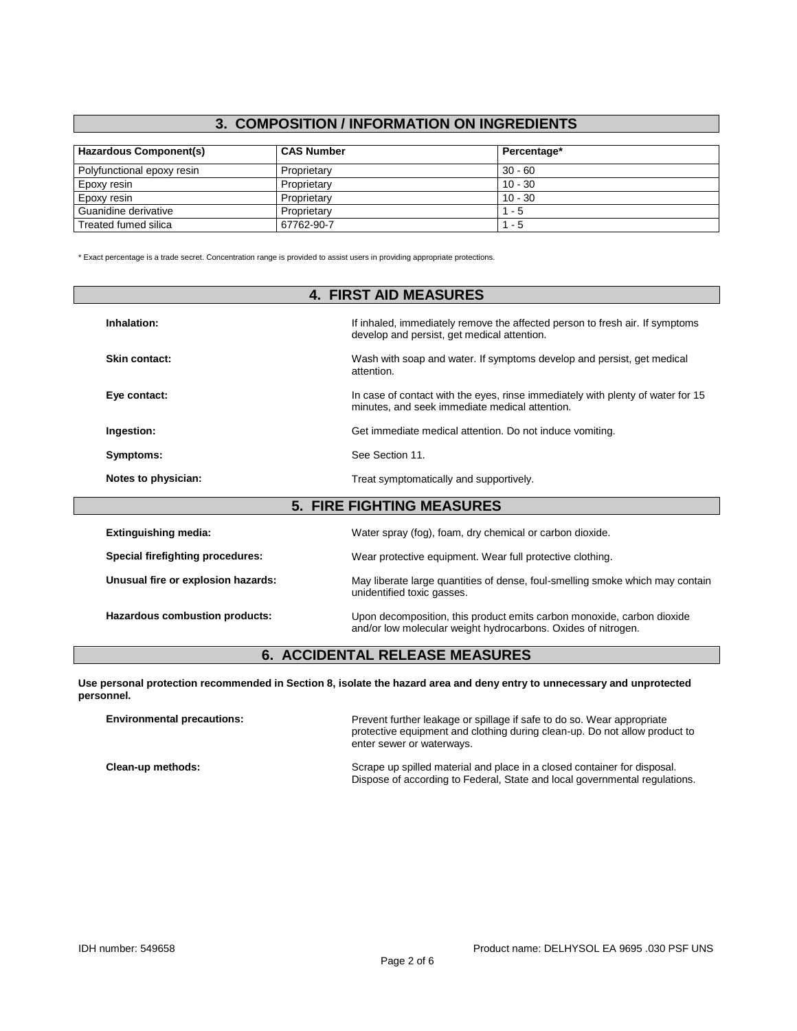## 3. COMPOSITION / INFORMATION ON INGREDIENTS

| Hazardous Component(s) | CAS Number | Percentage* |
|---|---|---|
| Polyfunctional epoxy resin | Proprietary | 30 - 60 |
| Epoxy resin | Proprietary | 10 - 30 |
| Epoxy resin | Proprietary | 10 - 30 |
| Guanidine derivative | Proprietary | 1 - 5 |
| Treated fumed silica | 67762-90-7 | 1 - 5 |

* Exact percentage is a trade secret. Concentration range is provided to assist users in providing appropriate protections.

## 4. FIRST AID MEASURES

**Inhalation:** If inhaled, immediately remove the affected person to fresh air. If symptoms develop and persist, get medical attention.

**Skin contact:** Wash with soap and water. If symptoms develop and persist, get medical attention.

**Eye contact:** In case of contact with the eyes, rinse immediately with plenty of water for 15 minutes, and seek immediate medical attention.

**Ingestion:** Get immediate medical attention. Do not induce vomiting.

**Symptoms:** See Section 11.

**Notes to physician:** Treat symptomatically and supportively.

## 5. FIRE FIGHTING MEASURES

**Extinguishing media:** Water spray (fog), foam, dry chemical or carbon dioxide.

**Special firefighting procedures:** Wear protective equipment. Wear full protective clothing.

**Unusual fire or explosion hazards:** May liberate large quantities of dense, foul-smelling smoke which may contain unidentified toxic gasses.

**Hazardous combustion products:** Upon decomposition, this product emits carbon monoxide, carbon dioxide and/or low molecular weight hydrocarbons. Oxides of nitrogen.

## 6. ACCIDENTAL RELEASE MEASURES

**Use personal protection recommended in Section 8, isolate the hazard area and deny entry to unnecessary and unprotected personnel.**

**Environmental precautions:** Prevent further leakage or spillage if safe to do so. Wear appropriate protective equipment and clothing during clean-up. Do not allow product to enter sewer or waterways.

**Clean-up methods:** Scrape up spilled material and place in a closed container for disposal. Dispose of according to Federal, State and local governmental regulations.

IDH number: 549658

Product name: DELHYSOL EA 9695 .030 PSF UNS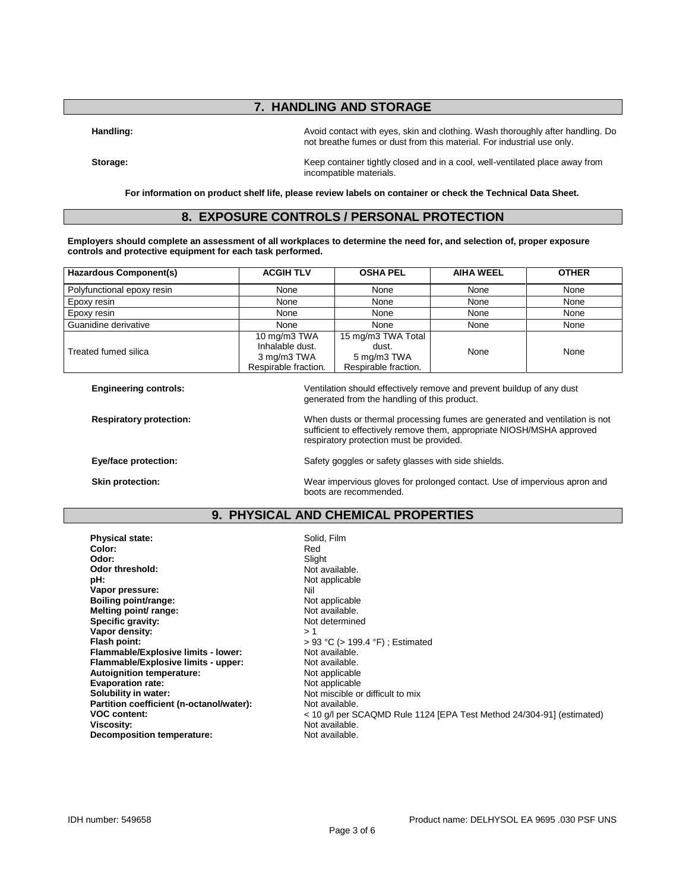## 7. HANDLING AND STORAGE

**Handling:** Avoid contact with eyes, skin and clothing. Wash thoroughly after handling. Do not breathe fumes or dust from this material. For industrial use only.

**Storage:** Keep container tightly closed and in a cool, well-ventilated place away from incompatible materials.

**For information on product shelf life, please review labels on container or check the Technical Data Sheet.**

## 8. EXPOSURE CONTROLS / PERSONAL PROTECTION

**Employers should complete an assessment of all workplaces to determine the need for, and selection of, proper exposure controls and protective equipment for each task performed.**

| Hazardous Component(s) | ACGIH TLV | OSHA PEL | AIHA WEEL | OTHER |
|---|---|---|---|---|
| Polyfunctional epoxy resin | None | None | None | None |
| Epoxy resin | None | None | None | None |
| Epoxy resin | None | None | None | None |
| Guanidine derivative | None | None | None | None |
| Treated fumed silica | 10 mg/m3 TWA Inhalable dust. 3 mg/m3 TWA Respirable fraction. | 15 mg/m3 TWA Total dust. 5 mg/m3 TWA Respirable fraction. | None | None |

**Engineering controls:** Ventilation should effectively remove and prevent buildup of any dust generated from the handling of this product.

**Respiratory protection:** When dusts or thermal processing fumes are generated and ventilation is not sufficient to effectively remove them, appropriate NIOSH/MSHA approved respiratory protection must be provided.

**Eye/face protection:** Safety goggles or safety glasses with side shields.

**Skin protection:** Wear impervious gloves for prolonged contact. Use of impervious apron and boots are recommended.

## 9. PHYSICAL AND CHEMICAL PROPERTIES

**Physical state:** Solid, Film
**Color:** Red
**Odor:** Slight
**Odor threshold:** Not available.
**pH:** Not applicable
**Vapor pressure:** Nil
**Boiling point/range:** Not applicable
**Melting point/ range:** Not available.
**Specific gravity:** Not determined
**Vapor density:** > 1
**Flash point:** > 93 °C (> 199.4 °F) ; Estimated
**Flammable/Explosive limits - lower:** Not available.
**Flammable/Explosive limits - upper:** Not available.
**Autoignition temperature:** Not applicable
**Evaporation rate:** Not applicable
**Solubility in water:** Not miscible or difficult to mix
**Partition coefficient (n-octanol/water):** Not available.
**VOC content:** < 10 g/l per SCAQMD Rule 1124 [EPA Test Method 24/304-91] (estimated)
**Viscosity:** Not available.
**Decomposition temperature:** Not available.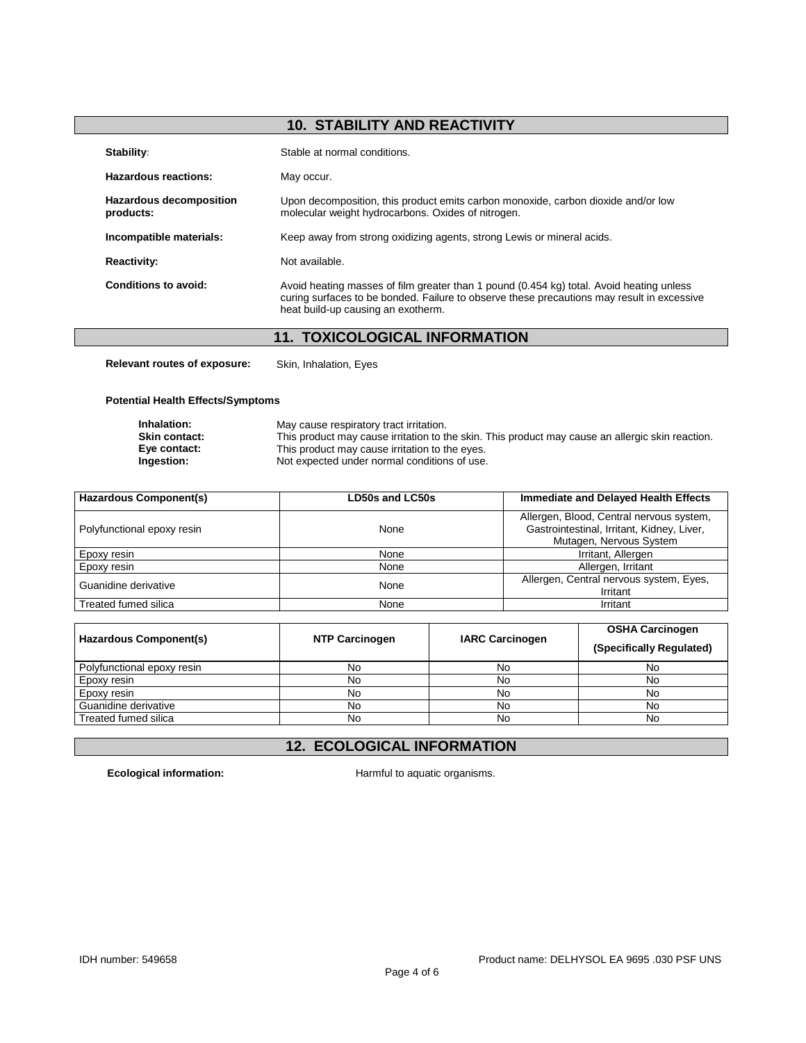## 10. STABILITY AND REACTIVITY

**Stability:** Stable at normal conditions.

**Hazardous reactions:** May occur.

**Hazardous decomposition products:** Upon decomposition, this product emits carbon monoxide, carbon dioxide and/or low molecular weight hydrocarbons. Oxides of nitrogen.

**Incompatible materials:** Keep away from strong oxidizing agents, strong Lewis or mineral acids.

**Reactivity:** Not available.

**Conditions to avoid:** Avoid heating masses of film greater than 1 pound (0.454 kg) total. Avoid heating unless curing surfaces to be bonded. Failure to observe these precautions may result in excessive heat build-up causing an exotherm.

## 11. TOXICOLOGICAL INFORMATION

**Relevant routes of exposure:** Skin, Inhalation, Eyes

**Potential Health Effects/Symptoms**

**Inhalation:** May cause respiratory tract irritation.
**Skin contact:** This product may cause irritation to the skin. This product may cause an allergic skin reaction.
**Eye contact:** This product may cause irritation to the eyes.
**Ingestion:** Not expected under normal conditions of use.

| Hazardous Component(s) | LD50s and LC50s | Immediate and Delayed Health Effects |
| --- | --- | --- |
| Polyfunctional epoxy resin | None | Allergen, Blood, Central nervous system, Gastrointestinal, Irritant, Kidney, Liver, Mutagen, Nervous System |
| Epoxy resin | None | Irritant, Allergen |
| Epoxy resin | None | Allergen, Irritant |
| Guanidine derivative | None | Allergen, Central nervous system, Eyes, Irritant |
| Treated fumed silica | None | Irritant |

| Hazardous Component(s) | NTP Carcinogen | IARC Carcinogen | OSHA Carcinogen (Specifically Regulated) |
| --- | --- | --- | --- |
| Polyfunctional epoxy resin | No | No | No |
| Epoxy resin | No | No | No |
| Epoxy resin | No | No | No |
| Guanidine derivative | No | No | No |
| Treated fumed silica | No | No | No |

## 12. ECOLOGICAL INFORMATION

**Ecological information:** Harmful to aquatic organisms.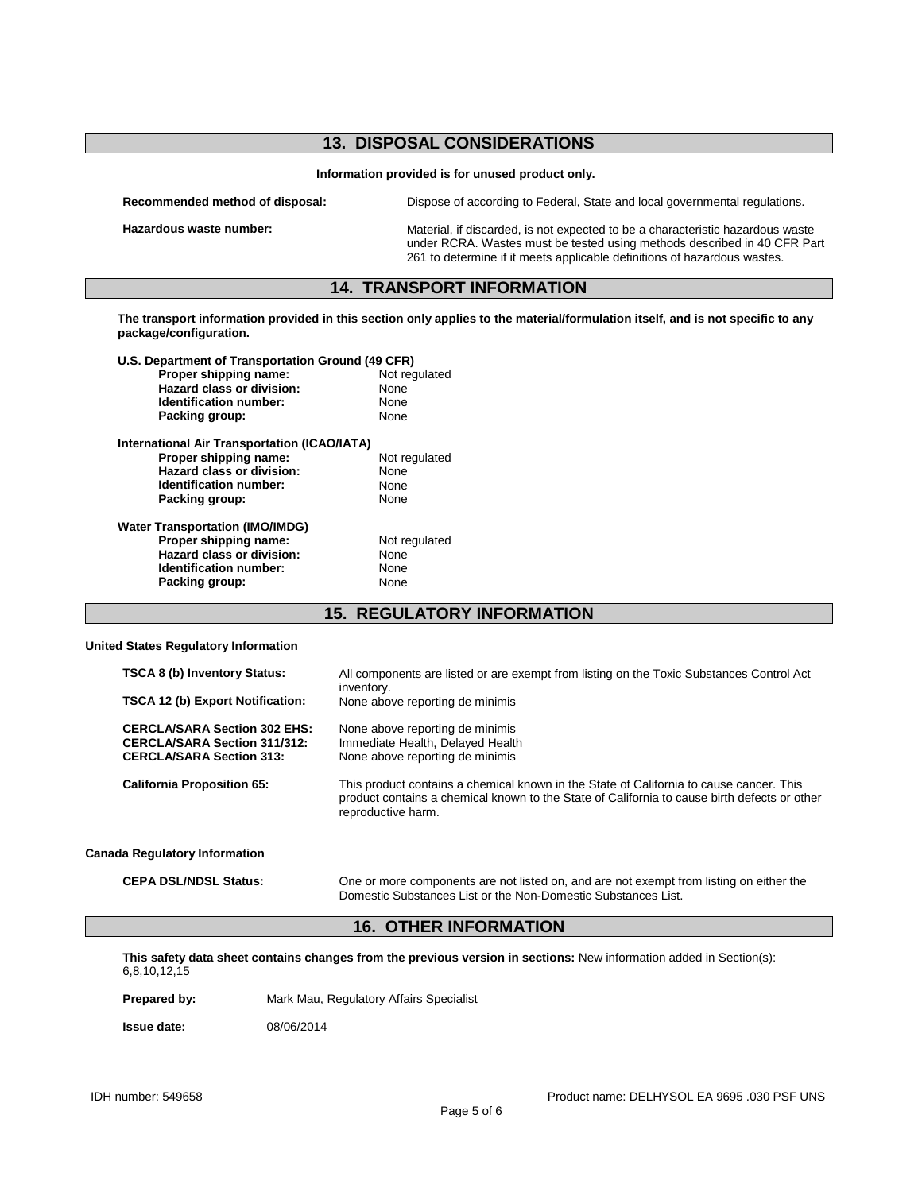## 13. DISPOSAL CONSIDERATIONS

**Information provided is for unused product only.**

**Recommended method of disposal:** Dispose of according to Federal, State and local governmental regulations.

**Hazardous waste number:** Material, if discarded, is not expected to be a characteristic hazardous waste under RCRA. Wastes must be tested using methods described in 40 CFR Part 261 to determine if it meets applicable definitions of hazardous wastes.

## 14. TRANSPORT INFORMATION

**The transport information provided in this section only applies to the material/formulation itself, and is not specific to any package/configuration.**

**U.S. Department of Transportation Ground (49 CFR)**

| | |
|---|---|
| **Proper shipping name:** | Not regulated |
| **Hazard class or division:** | None |
| **Identification number:** | None |
| **Packing group:** | None |

**International Air Transportation (ICAO/IATA)**

| | |
|---|---|
| **Proper shipping name:** | Not regulated |
| **Hazard class or division:** | None |
| **Identification number:** | None |
| **Packing group:** | None |

**Water Transportation (IMO/IMDG)**

| | |
|---|---|
| **Proper shipping name:** | Not regulated |
| **Hazard class or division:** | None |
| **Identification number:** | None |
| **Packing group:** | None |

## 15. REGULATORY INFORMATION

**United States Regulatory Information**

**TSCA 8 (b) Inventory Status:** All components are listed or are exempt from listing on the Toxic Substances Control Act inventory.

**TSCA 12 (b) Export Notification:** None above reporting de minimis

**CERCLA/SARA Section 302 EHS:** None above reporting de minimis

**CERCLA/SARA Section 311/312:** Immediate Health, Delayed Health

**CERCLA/SARA Section 313:** None above reporting de minimis

**California Proposition 65:** This product contains a chemical known in the State of California to cause cancer. This product contains a chemical known to the State of California to cause birth defects or other reproductive harm.

**Canada Regulatory Information**

**CEPA DSL/NDSL Status:** One or more components are not listed on, and are not exempt from listing on either the Domestic Substances List or the Non-Domestic Substances List.

## 16. OTHER INFORMATION

**This safety data sheet contains changes from the previous version in sections:** New information added in Section(s): 6,8,10,12,15

**Prepared by:** Mark Mau, Regulatory Affairs Specialist

**Issue date:** 08/06/2014

IDH number: 549658 Product name: DELHYSOL EA 9695 .030 PSF UNS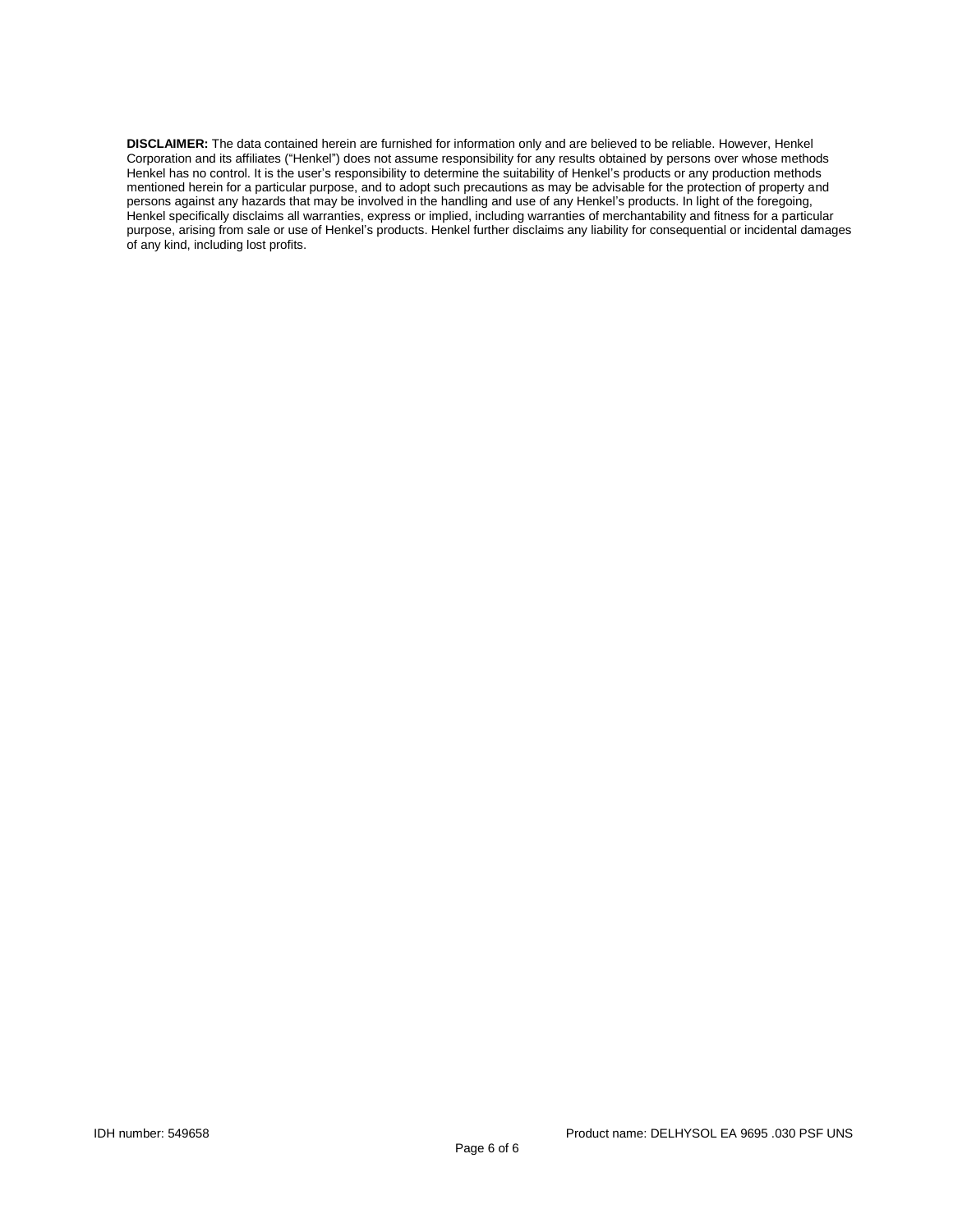**DISCLAIMER:** The data contained herein are furnished for information only and are believed to be reliable. However, Henkel Corporation and its affiliates ("Henkel") does not assume responsibility for any results obtained by persons over whose methods Henkel has no control. It is the user's responsibility to determine the suitability of Henkel's products or any production methods mentioned herein for a particular purpose, and to adopt such precautions as may be advisable for the protection of property and persons against any hazards that may be involved in the handling and use of any Henkel's products. In light of the foregoing, Henkel specifically disclaims all warranties, express or implied, including warranties of merchantability and fitness for a particular purpose, arising from sale or use of Henkel's products. Henkel further disclaims any liability for consequential or incidental damages of any kind, including lost profits.